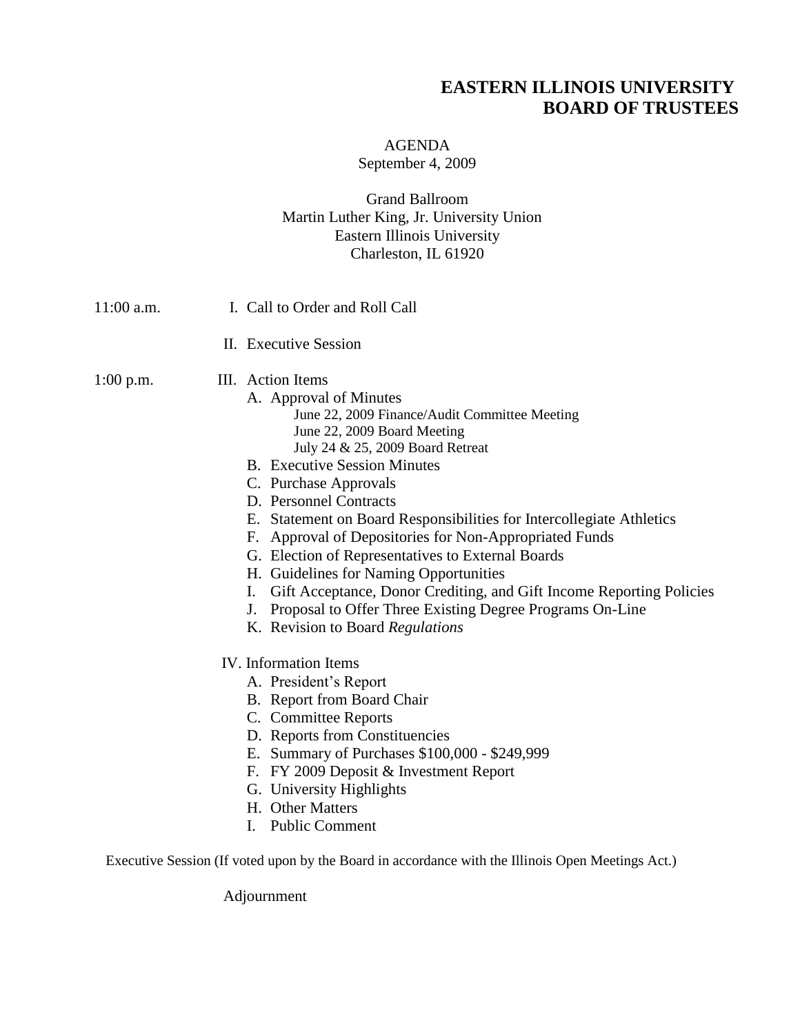# EASTERN ILLINOIS UNIVERSITY
# BOARD OF TRUSTEES

AGENDA
September 4, 2009

Grand Ballroom
Martin Luther King, Jr. University Union
Eastern Illinois University
Charleston, IL 61920

11:00 a.m. I. Call to Order and Roll Call

II. Executive Session

1:00 p.m. III. Action Items

- A. Approval of Minutes
  - June 22, 2009 Finance/Audit Committee Meeting
  - June 22, 2009 Board Meeting
  - July 24 & 25, 2009 Board Retreat
- B. Executive Session Minutes
- C. Purchase Approvals
- D. Personnel Contracts
- E. Statement on Board Responsibilities for Intercollegiate Athletics
- F. Approval of Depositories for Non-Appropriated Funds
- G. Election of Representatives to External Boards
- H. Guidelines for Naming Opportunities
- I. Gift Acceptance, Donor Crediting, and Gift Income Reporting Policies
- J. Proposal to Offer Three Existing Degree Programs On-Line
- K. Revision to Board *Regulations*

IV. Information Items

- A. President's Report
- B. Report from Board Chair
- C. Committee Reports
- D. Reports from Constituencies
- E. Summary of Purchases $100,000 - $249,999
- F. FY 2009 Deposit & Investment Report
- G. University Highlights
- H. Other Matters
- I. Public Comment

Executive Session (If voted upon by the Board in accordance with the Illinois Open Meetings Act.)

Adjournment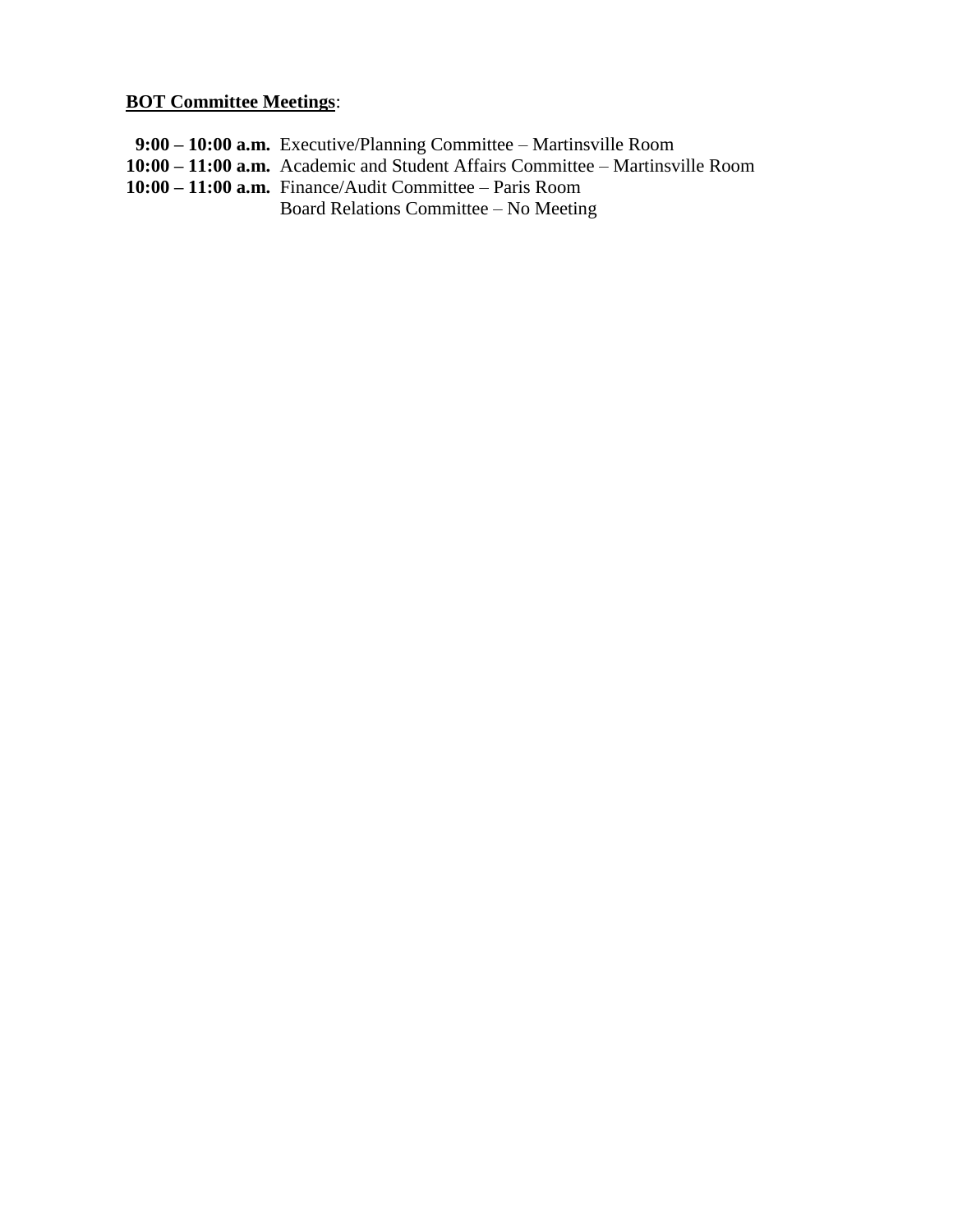**BOT Committee Meetings**:

**9:00 – 10:00 a.m.** Executive/Planning Committee – Martinsville Room
**10:00 – 11:00 a.m.** Academic and Student Affairs Committee – Martinsville Room
**10:00 – 11:00 a.m.** Finance/Audit Committee – Paris Room
Board Relations Committee – No Meeting